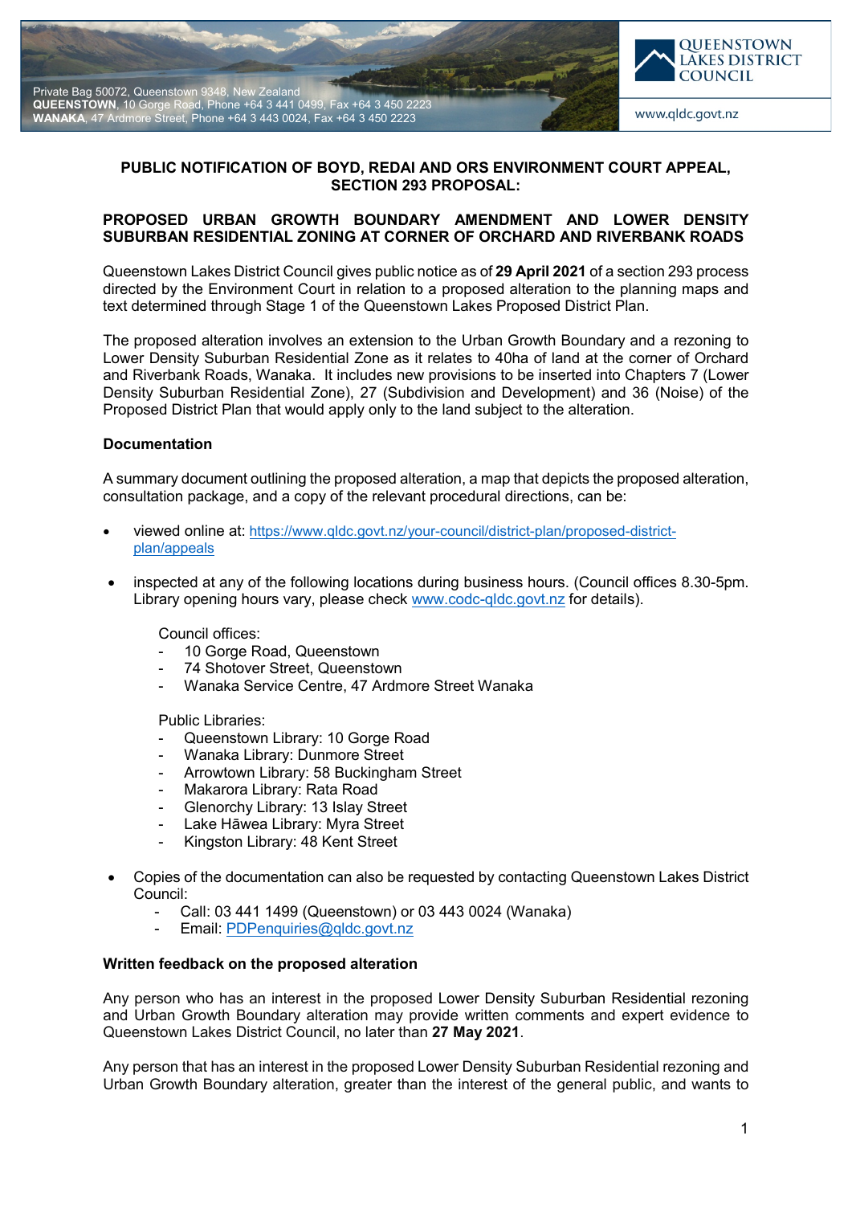Private Bag 50072, Queenstown 9348, New Zealand
**QUEENSTOWN**, 10 Gorge Road, Phone +64 3 441 0499, Fax +64 3 450 2223
**WANAKA**, 47 Ardmore Street, Phone +64 3 443 0024, Fax +64 3 450 2223

QUEENSTOWN LAKES DISTRICT COUNCIL

www.qldc.govt.nz

**PUBLIC NOTIFICATION OF BOYD, REDAI AND ORS ENVIRONMENT COURT APPEAL, SECTION 293 PROPOSAL:**

**PROPOSED URBAN GROWTH BOUNDARY AMENDMENT AND LOWER DENSITY SUBURBAN RESIDENTIAL ZONING AT CORNER OF ORCHARD AND RIVERBANK ROADS**

Queenstown Lakes District Council gives public notice as of **29 April 2021** of a section 293 process directed by the Environment Court in relation to a proposed alteration to the planning maps and text determined through Stage 1 of the Queenstown Lakes Proposed District Plan.

The proposed alteration involves an extension to the Urban Growth Boundary and a rezoning to Lower Density Suburban Residential Zone as it relates to 40ha of land at the corner of Orchard and Riverbank Roads, Wanaka. It includes new provisions to be inserted into Chapters 7 (Lower Density Suburban Residential Zone), 27 (Subdivision and Development) and 36 (Noise) of the Proposed District Plan that would apply only to the land subject to the alteration.

**Documentation**

A summary document outlining the proposed alteration, a map that depicts the proposed alteration, consultation package, and a copy of the relevant procedural directions, can be:

- viewed online at: https://www.qldc.govt.nz/your-council/district-plan/proposed-district-plan/appeals
- inspected at any of the following locations during business hours. (Council offices 8.30-5pm. Library opening hours vary, please check www.codc-qldc.govt.nz for details).

  Council offices:
  - 10 Gorge Road, Queenstown
  - 74 Shotover Street, Queenstown
  - Wanaka Service Centre, 47 Ardmore Street Wanaka

  Public Libraries:
  - Queenstown Library: 10 Gorge Road
  - Wanaka Library: Dunmore Street
  - Arrowtown Library: 58 Buckingham Street
  - Makarora Library: Rata Road
  - Glenorchy Library: 13 Islay Street
  - Lake Hāwea Library: Myra Street
  - Kingston Library: 48 Kent Street

- Copies of the documentation can also be requested by contacting Queenstown Lakes District Council:
  - Call: 03 441 1499 (Queenstown) or 03 443 0024 (Wanaka)
  - Email: PDPenquiries@qldc.govt.nz

**Written feedback on the proposed alteration**

Any person who has an interest in the proposed Lower Density Suburban Residential rezoning and Urban Growth Boundary alteration may provide written comments and expert evidence to Queenstown Lakes District Council, no later than **27 May 2021**.

Any person that has an interest in the proposed Lower Density Suburban Residential rezoning and Urban Growth Boundary alteration, greater than the interest of the general public, and wants to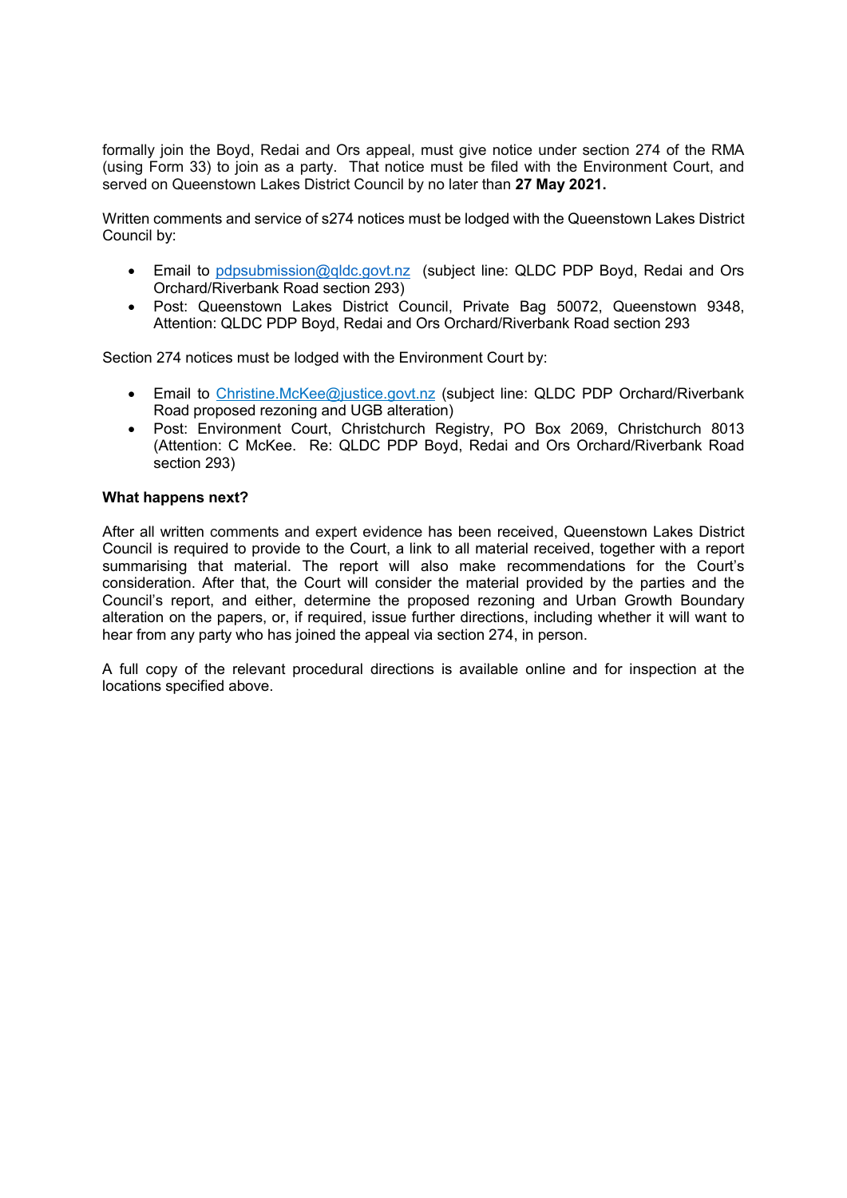formally join the Boyd, Redai and Ors appeal, must give notice under section 274 of the RMA (using Form 33) to join as a party. That notice must be filed with the Environment Court, and served on Queenstown Lakes District Council by no later than **27 May 2021.**

Written comments and service of s274 notices must be lodged with the Queenstown Lakes District Council by:

- Email to pdpsubmission@qldc.govt.nz (subject line: QLDC PDP Boyd, Redai and Ors Orchard/Riverbank Road section 293)
- Post: Queenstown Lakes District Council, Private Bag 50072, Queenstown 9348, Attention: QLDC PDP Boyd, Redai and Ors Orchard/Riverbank Road section 293

Section 274 notices must be lodged with the Environment Court by:

- Email to Christine.McKee@justice.govt.nz (subject line: QLDC PDP Orchard/Riverbank Road proposed rezoning and UGB alteration)
- Post: Environment Court, Christchurch Registry, PO Box 2069, Christchurch 8013 (Attention: C McKee. Re: QLDC PDP Boyd, Redai and Ors Orchard/Riverbank Road section 293)

**What happens next?**

After all written comments and expert evidence has been received, Queenstown Lakes District Council is required to provide to the Court, a link to all material received, together with a report summarising that material. The report will also make recommendations for the Court's consideration. After that, the Court will consider the material provided by the parties and the Council's report, and either, determine the proposed rezoning and Urban Growth Boundary alteration on the papers, or, if required, issue further directions, including whether it will want to hear from any party who has joined the appeal via section 274, in person.

A full copy of the relevant procedural directions is available online and for inspection at the locations specified above.